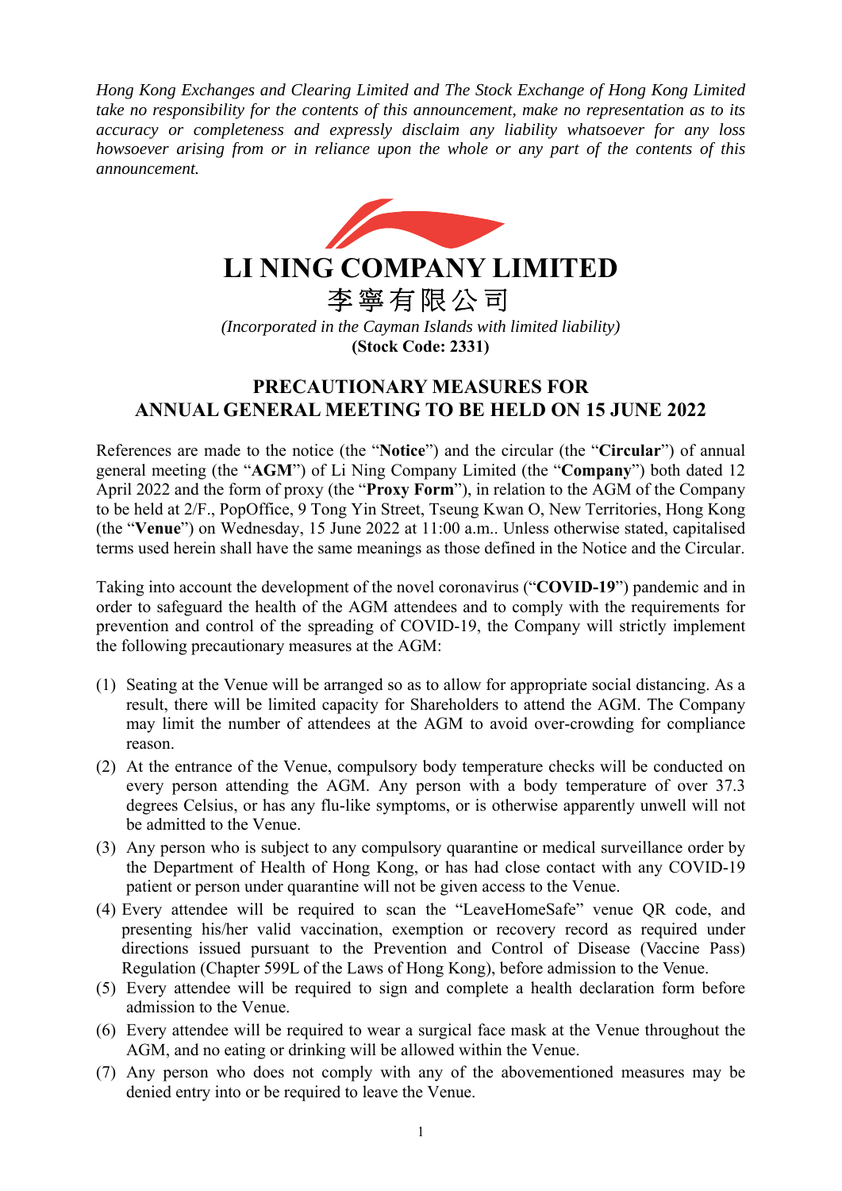*Hong Kong Exchanges and Clearing Limited and The Stock Exchange of Hong Kong Limited take no responsibility for the contents of this announcement, make no representation as to its accuracy or completeness and expressly disclaim any liability whatsoever for any loss howsoever arising from or in reliance upon the whole or any part of the contents of this announcement.*

# LI NING COMPANY LIMITED

# 李寧有限公司

*(Incorporated in the Cayman Islands with limited liability)*

**(Stock Code: 2331)**

## PRECAUTIONARY MEASURES FOR ANNUAL GENERAL MEETING TO BE HELD ON 15 JUNE 2022

References are made to the notice (the "**Notice**") and the circular (the "**Circular**") of annual general meeting (the "**AGM**") of Li Ning Company Limited (the "**Company**") both dated 12 April 2022 and the form of proxy (the "**Proxy Form**"), in relation to the AGM of the Company to be held at 2/F., PopOffice, 9 Tong Yin Street, Tseung Kwan O, New Territories, Hong Kong (the "**Venue**") on Wednesday, 15 June 2022 at 11:00 a.m.. Unless otherwise stated, capitalised terms used herein shall have the same meanings as those defined in the Notice and the Circular.

Taking into account the development of the novel coronavirus ("**COVID-19**") pandemic and in order to safeguard the health of the AGM attendees and to comply with the requirements for prevention and control of the spreading of COVID-19, the Company will strictly implement the following precautionary measures at the AGM:

(1) Seating at the Venue will be arranged so as to allow for appropriate social distancing. As a result, there will be limited capacity for Shareholders to attend the AGM. The Company may limit the number of attendees at the AGM to avoid over-crowding for compliance reason.

(2) At the entrance of the Venue, compulsory body temperature checks will be conducted on every person attending the AGM. Any person with a body temperature of over 37.3 degrees Celsius, or has any flu-like symptoms, or is otherwise apparently unwell will not be admitted to the Venue.

(3) Any person who is subject to any compulsory quarantine or medical surveillance order by the Department of Health of Hong Kong, or has had close contact with any COVID-19 patient or person under quarantine will not be given access to the Venue.

(4) Every attendee will be required to scan the "LeaveHomeSafe" venue QR code, and presenting his/her valid vaccination, exemption or recovery record as required under directions issued pursuant to the Prevention and Control of Disease (Vaccine Pass) Regulation (Chapter 599L of the Laws of Hong Kong), before admission to the Venue.

(5) Every attendee will be required to sign and complete a health declaration form before admission to the Venue.

(6) Every attendee will be required to wear a surgical face mask at the Venue throughout the AGM, and no eating or drinking will be allowed within the Venue.

(7) Any person who does not comply with any of the abovementioned measures may be denied entry into or be required to leave the Venue.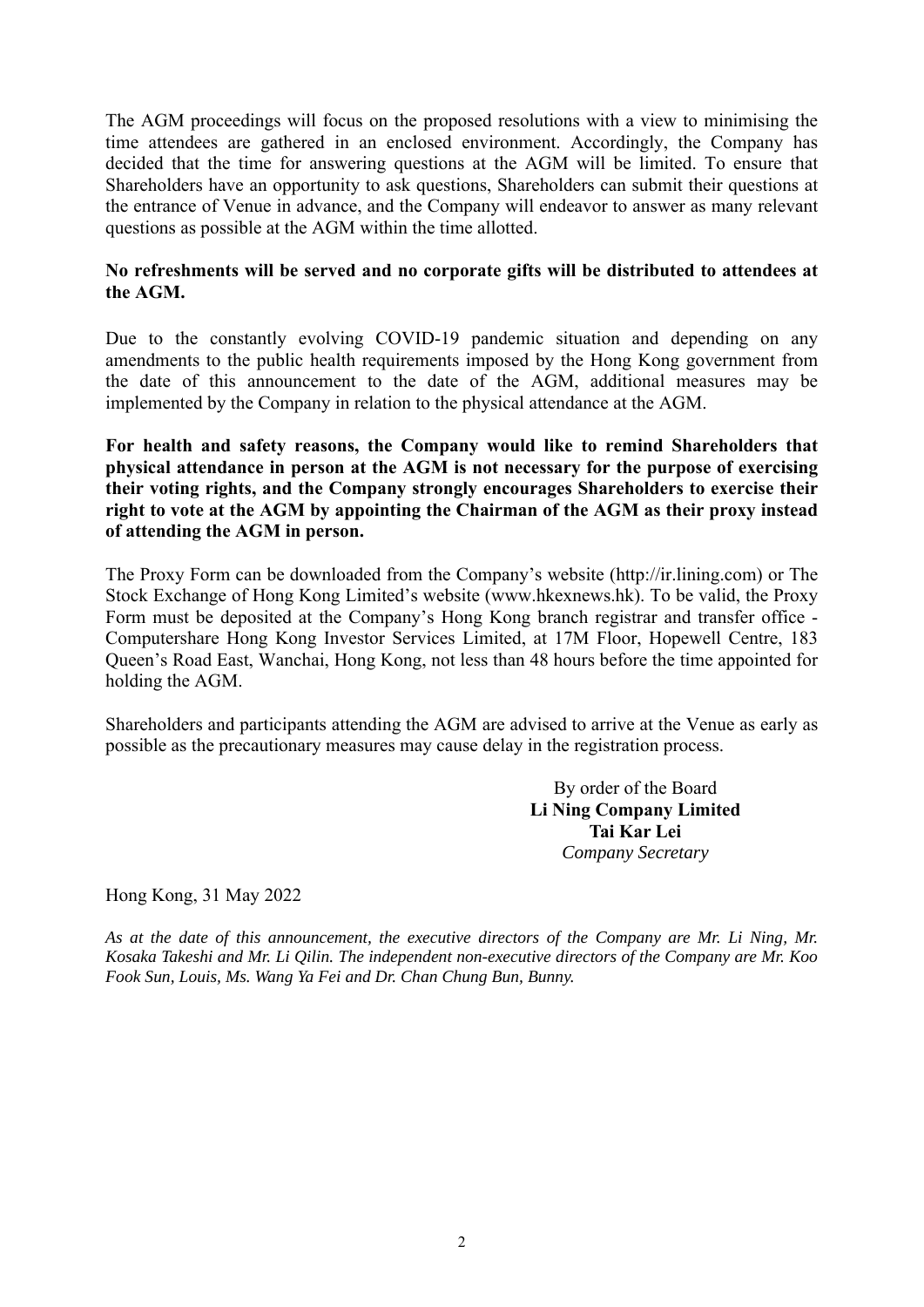The AGM proceedings will focus on the proposed resolutions with a view to minimising the time attendees are gathered in an enclosed environment. Accordingly, the Company has decided that the time for answering questions at the AGM will be limited. To ensure that Shareholders have an opportunity to ask questions, Shareholders can submit their questions at the entrance of Venue in advance, and the Company will endeavor to answer as many relevant questions as possible at the AGM within the time allotted.

**No refreshments will be served and no corporate gifts will be distributed to attendees at the AGM.**

Due to the constantly evolving COVID-19 pandemic situation and depending on any amendments to the public health requirements imposed by the Hong Kong government from the date of this announcement to the date of the AGM, additional measures may be implemented by the Company in relation to the physical attendance at the AGM.

**For health and safety reasons, the Company would like to remind Shareholders that physical attendance in person at the AGM is not necessary for the purpose of exercising their voting rights, and the Company strongly encourages Shareholders to exercise their right to vote at the AGM by appointing the Chairman of the AGM as their proxy instead of attending the AGM in person.**

The Proxy Form can be downloaded from the Company's website (http://ir.lining.com) or The Stock Exchange of Hong Kong Limited's website (www.hkexnews.hk). To be valid, the Proxy Form must be deposited at the Company's Hong Kong branch registrar and transfer office - Computershare Hong Kong Investor Services Limited, at 17M Floor, Hopewell Centre, 183 Queen's Road East, Wanchai, Hong Kong, not less than 48 hours before the time appointed for holding the AGM.

Shareholders and participants attending the AGM are advised to arrive at the Venue as early as possible as the precautionary measures may cause delay in the registration process.

By order of the Board
**Li Ning Company Limited**
**Tai Kar Lei**
*Company Secretary*

Hong Kong, 31 May 2022

*As at the date of this announcement, the executive directors of the Company are Mr. Li Ning, Mr. Kosaka Takeshi and Mr. Li Qilin. The independent non-executive directors of the Company are Mr. Koo Fook Sun, Louis, Ms. Wang Ya Fei and Dr. Chan Chung Bun, Bunny.*